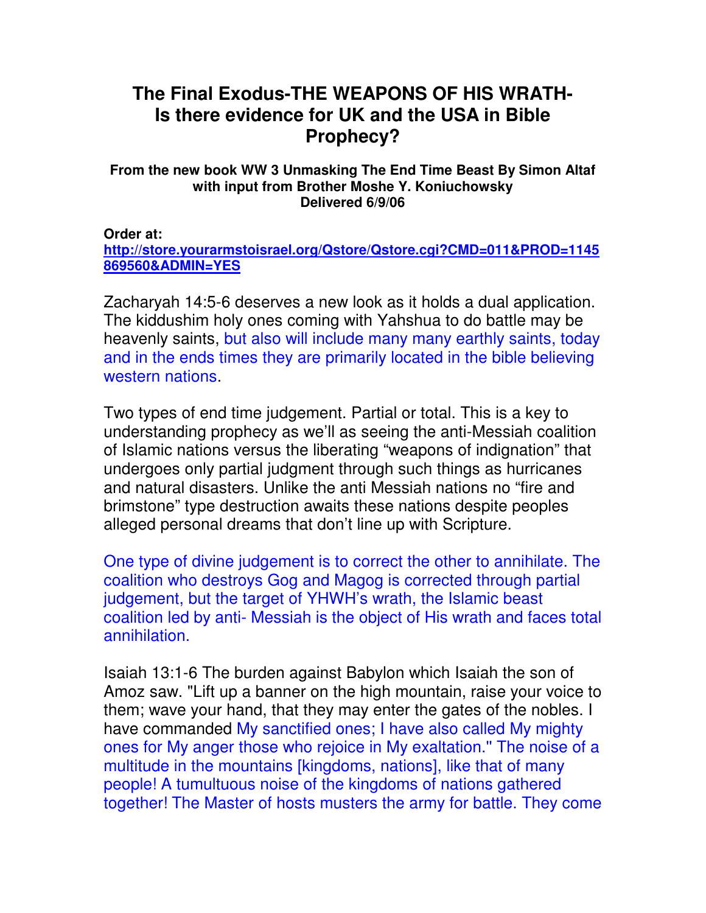# The Final Exodus-THE WEAPONS OF HIS WRATH-Is there evidence for UK and the USA in Bible Prophecy?

**From the new book WW 3 Unmasking The End Time Beast By Simon Altaf with input from Brother Moshe Y. Koniuchowsky Delivered 6/9/06**

**Order at:**
**[http://store.yourarmstoisrael.org/Qstore/Qstore.cgi?CMD=011&PROD=1145869560&ADMIN=YES](http://store.yourarmstoisrael.org/Qstore/Qstore.cgi?CMD=011&PROD=1145869560&ADMIN=YES)**

Zacharyah 14:5-6 deserves a new look as it holds a dual application. The kiddushim holy ones coming with Yahshua to do battle may be heavenly saints, but also will include many many earthly saints, today and in the ends times they are primarily located in the bible believing western nations.

Two types of end time judgement. Partial or total. This is a key to understanding prophecy as we'll as seeing the anti-Messiah coalition of Islamic nations versus the liberating "weapons of indignation" that undergoes only partial judgment through such things as hurricanes and natural disasters. Unlike the anti Messiah nations no "fire and brimstone" type destruction awaits these nations despite peoples alleged personal dreams that don't line up with Scripture.

One type of divine judgement is to correct the other to annihilate. The coalition who destroys Gog and Magog is corrected through partial judgement, but the target of YHWH's wrath, the Islamic beast coalition led by anti- Messiah is the object of His wrath and faces total annihilation.

Isaiah 13:1-6 The burden against Babylon which Isaiah the son of Amoz saw. "Lift up a banner on the high mountain, raise your voice to them; wave your hand, that they may enter the gates of the nobles. I have commanded My sanctified ones; I have also called My mighty ones for My anger those who rejoice in My exaltation." The noise of a multitude in the mountains [kingdoms, nations], like that of many people! A tumultuous noise of the kingdoms of nations gathered together! The Master of hosts musters the army for battle. They come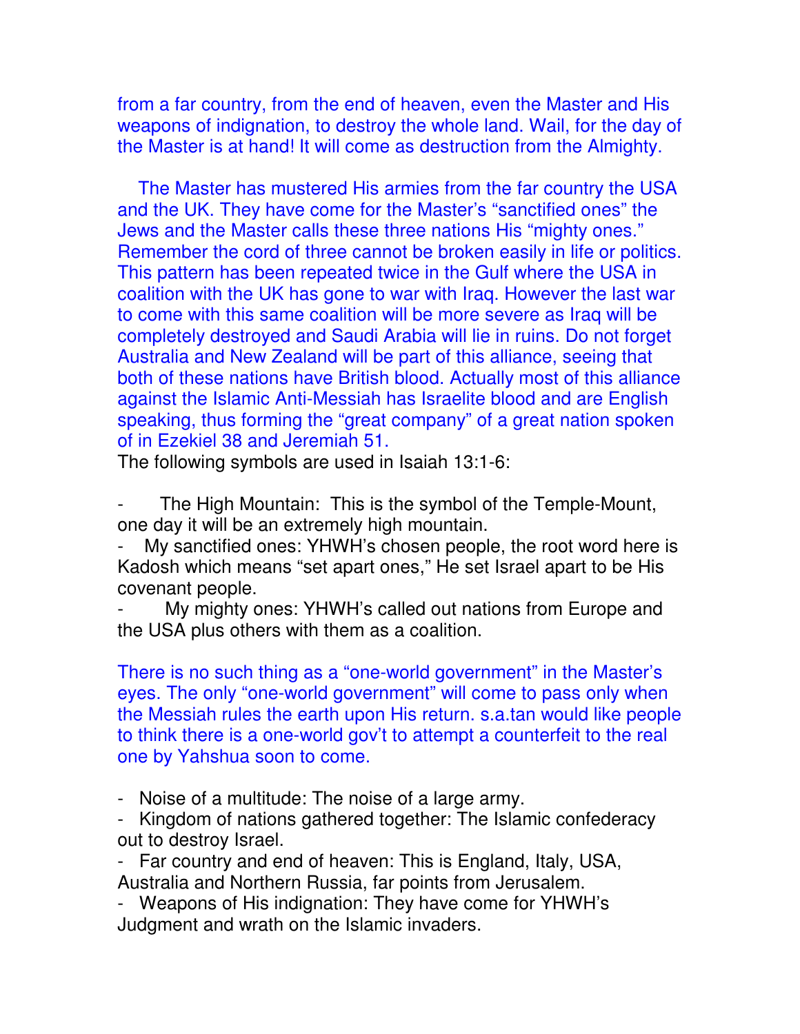from a far country, from the end of heaven, even the Master and His weapons of indignation, to destroy the whole land. Wail, for the day of the Master is at hand! It will come as destruction from the Almighty.

The Master has mustered His armies from the far country the USA and the UK. They have come for the Master's "sanctified ones" the Jews and the Master calls these three nations His "mighty ones." Remember the cord of three cannot be broken easily in life or politics. This pattern has been repeated twice in the Gulf where the USA in coalition with the UK has gone to war with Iraq. However the last war to come with this same coalition will be more severe as Iraq will be completely destroyed and Saudi Arabia will lie in ruins. Do not forget Australia and New Zealand will be part of this alliance, seeing that both of these nations have British blood. Actually most of this alliance against the Islamic Anti-Messiah has Israelite blood and are English speaking, thus forming the "great company" of a great nation spoken of in Ezekiel 38 and Jeremiah 51.

The following symbols are used in Isaiah 13:1-6:

- The High Mountain: This is the symbol of the Temple-Mount, one day it will be an extremely high mountain.
- My sanctified ones: YHWH's chosen people, the root word here is Kadosh which means "set apart ones," He set Israel apart to be His covenant people.
- My mighty ones: YHWH's called out nations from Europe and the USA plus others with them as a coalition.

There is no such thing as a "one-world government" in the Master's eyes. The only "one-world government" will come to pass only when the Messiah rules the earth upon His return. s.a.tan would like people to think there is a one-world gov't to attempt a counterfeit to the real one by Yahshua soon to come.

- Noise of a multitude: The noise of a large army.
- Kingdom of nations gathered together: The Islamic confederacy out to destroy Israel.
- Far country and end of heaven: This is England, Italy, USA, Australia and Northern Russia, far points from Jerusalem.
- Weapons of His indignation: They have come for YHWH's Judgment and wrath on the Islamic invaders.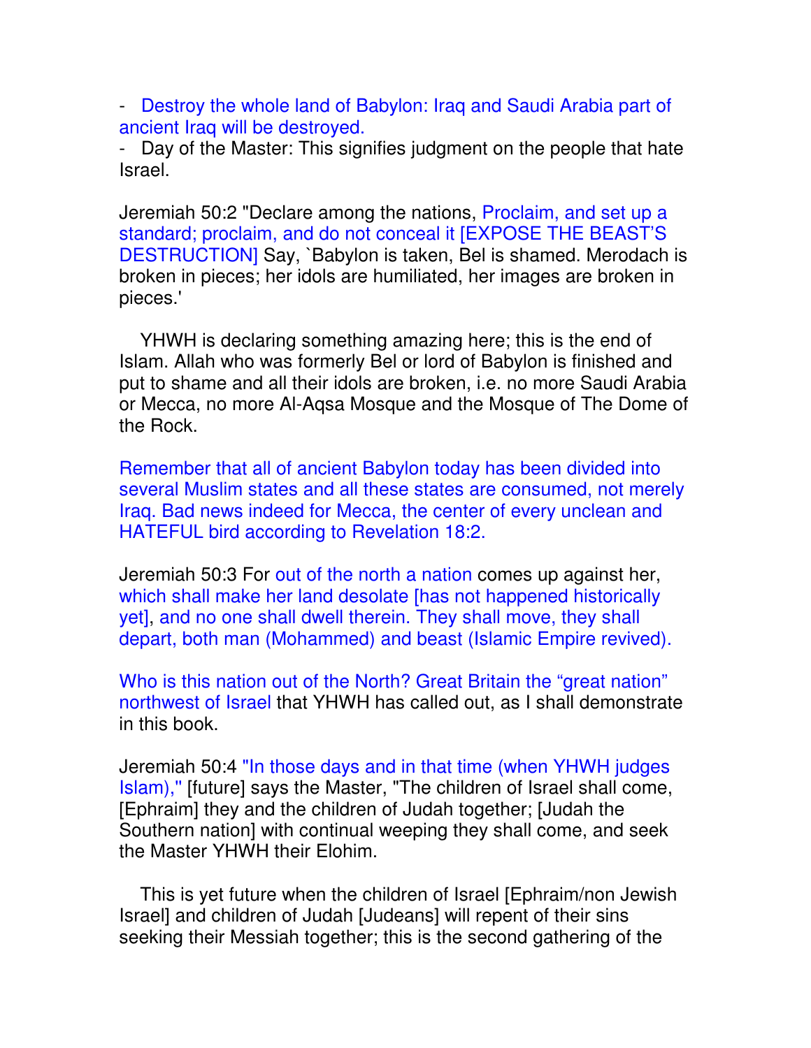- Destroy the whole land of Babylon: Iraq and Saudi Arabia part of ancient Iraq will be destroyed.
- Day of the Master: This signifies judgment on the people that hate Israel.

Jeremiah 50:2 "Declare among the nations, Proclaim, and set up a standard; proclaim, and do not conceal it [EXPOSE THE BEAST'S DESTRUCTION] Say, `Babylon is taken, Bel is shamed. Merodach is broken in pieces; her idols are humiliated, her images are broken in pieces.'

YHWH is declaring something amazing here; this is the end of Islam. Allah who was formerly Bel or lord of Babylon is finished and put to shame and all their idols are broken, i.e. no more Saudi Arabia or Mecca, no more Al-Aqsa Mosque and the Mosque of The Dome of the Rock.

Remember that all of ancient Babylon today has been divided into several Muslim states and all these states are consumed, not merely Iraq. Bad news indeed for Mecca, the center of every unclean and HATEFUL bird according to Revelation 18:2.

Jeremiah 50:3 For out of the north a nation comes up against her, which shall make her land desolate [has not happened historically yet], and no one shall dwell therein. They shall move, they shall depart, both man (Mohammed) and beast (Islamic Empire revived).

Who is this nation out of the North? Great Britain the "great nation" northwest of Israel that YHWH has called out, as I shall demonstrate in this book.

Jeremiah 50:4 "In those days and in that time (when YHWH judges Islam)," [future] says the Master, "The children of Israel shall come, [Ephraim] they and the children of Judah together; [Judah the Southern nation] with continual weeping they shall come, and seek the Master YHWH their Elohim.

This is yet future when the children of Israel [Ephraim/non Jewish Israel] and children of Judah [Judeans] will repent of their sins seeking their Messiah together; this is the second gathering of the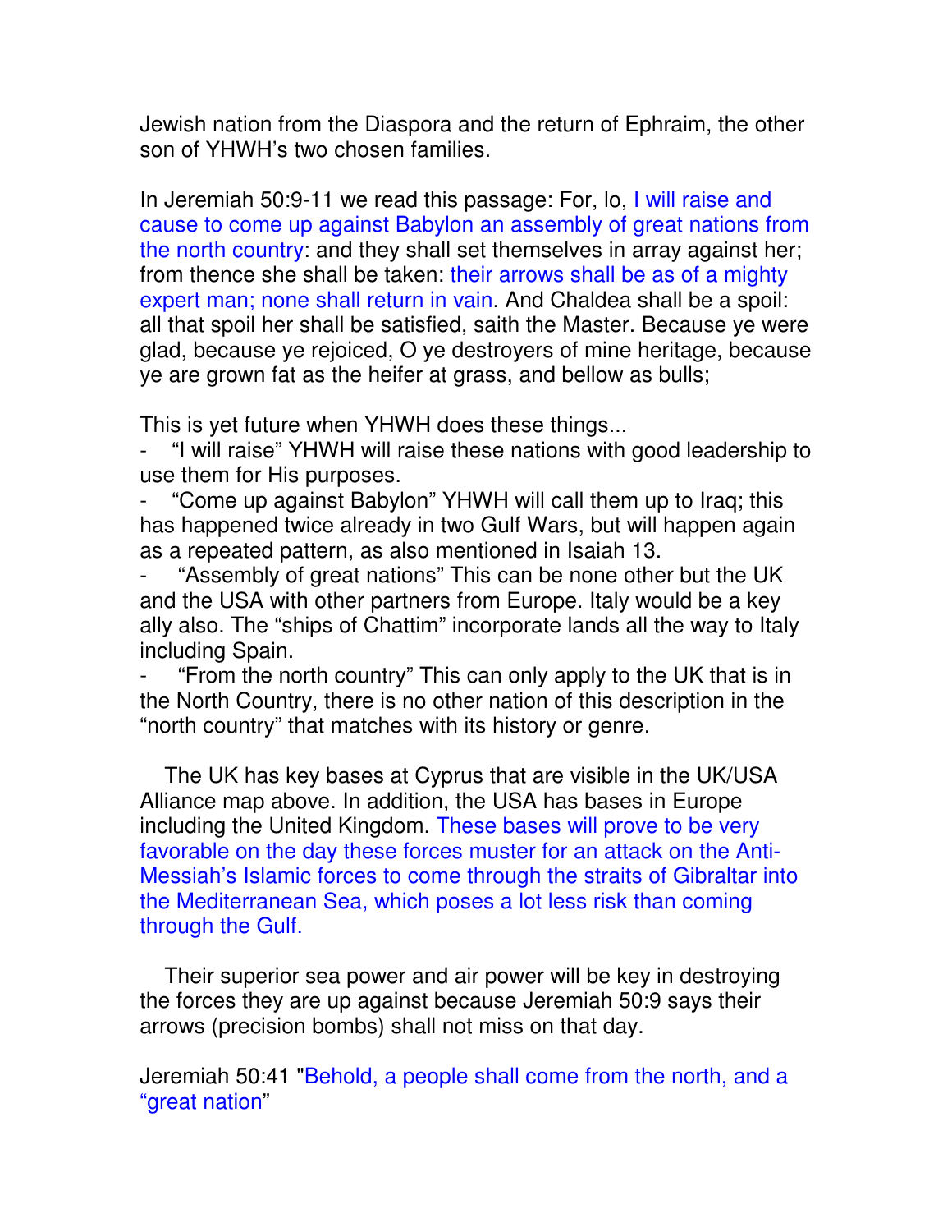Jewish nation from the Diaspora and the return of Ephraim, the other son of YHWH's two chosen families.

In Jeremiah 50:9-11 we read this passage: For, lo, I will raise and cause to come up against Babylon an assembly of great nations from the north country: and they shall set themselves in array against her; from thence she shall be taken: their arrows shall be as of a mighty expert man; none shall return in vain. And Chaldea shall be a spoil: all that spoil her shall be satisfied, saith the Master. Because ye were glad, because ye rejoiced, O ye destroyers of mine heritage, because ye are grown fat as the heifer at grass, and bellow as bulls;

This is yet future when YHWH does these things...

- "I will raise" YHWH will raise these nations with good leadership to use them for His purposes.
- "Come up against Babylon" YHWH will call them up to Iraq; this has happened twice already in two Gulf Wars, but will happen again as a repeated pattern, as also mentioned in Isaiah 13.
- "Assembly of great nations" This can be none other but the UK and the USA with other partners from Europe. Italy would be a key ally also. The "ships of Chattim" incorporate lands all the way to Italy including Spain.
- "From the north country" This can only apply to the UK that is in the North Country, there is no other nation of this description in the "north country" that matches with its history or genre.

The UK has key bases at Cyprus that are visible in the UK/USA Alliance map above. In addition, the USA has bases in Europe including the United Kingdom. These bases will prove to be very favorable on the day these forces muster for an attack on the Anti-Messiah's Islamic forces to come through the straits of Gibraltar into the Mediterranean Sea, which poses a lot less risk than coming through the Gulf.

Their superior sea power and air power will be key in destroying the forces they are up against because Jeremiah 50:9 says their arrows (precision bombs) shall not miss on that day.

Jeremiah 50:41 "Behold, a people shall come from the north, and a "great nation"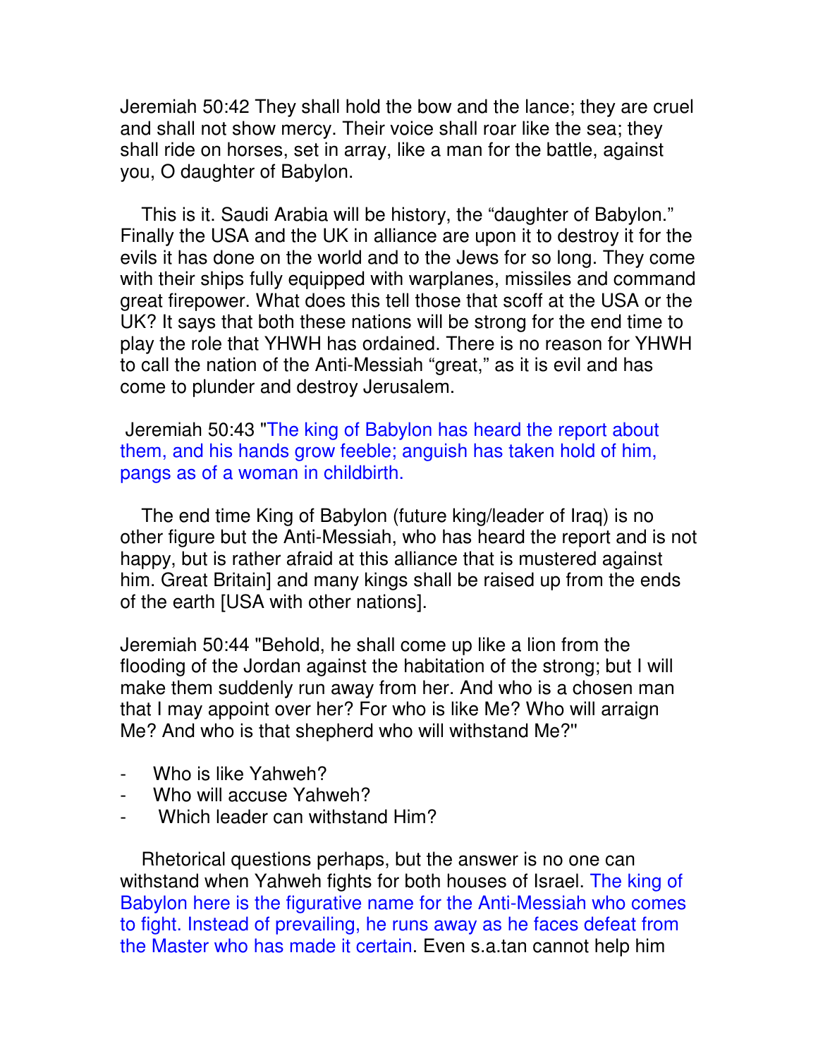Jeremiah 50:42 They shall hold the bow and the lance; they are cruel and shall not show mercy. Their voice shall roar like the sea; they shall ride on horses, set in array, like a man for the battle, against you, O daughter of Babylon.

This is it. Saudi Arabia will be history, the "daughter of Babylon." Finally the USA and the UK in alliance are upon it to destroy it for the evils it has done on the world and to the Jews for so long. They come with their ships fully equipped with warplanes, missiles and command great firepower. What does this tell those that scoff at the USA or the UK? It says that both these nations will be strong for the end time to play the role that YHWH has ordained. There is no reason for YHWH to call the nation of the Anti-Messiah "great," as it is evil and has come to plunder and destroy Jerusalem.

Jeremiah 50:43 "The king of Babylon has heard the report about them, and his hands grow feeble; anguish has taken hold of him, pangs as of a woman in childbirth.

The end time King of Babylon (future king/leader of Iraq) is no other figure but the Anti-Messiah, who has heard the report and is not happy, but is rather afraid at this alliance that is mustered against him. Great Britain] and many kings shall be raised up from the ends of the earth [USA with other nations].

Jeremiah 50:44 "Behold, he shall come up like a lion from the flooding of the Jordan against the habitation of the strong; but I will make them suddenly run away from her. And who is a chosen man that I may appoint over her? For who is like Me? Who will arraign Me? And who is that shepherd who will withstand Me?"

- Who is like Yahweh?
- Who will accuse Yahweh?
- Which leader can withstand Him?

Rhetorical questions perhaps, but the answer is no one can withstand when Yahweh fights for both houses of Israel. The king of Babylon here is the figurative name for the Anti-Messiah who comes to fight. Instead of prevailing, he runs away as he faces defeat from the Master who has made it certain. Even s.a.tan cannot help him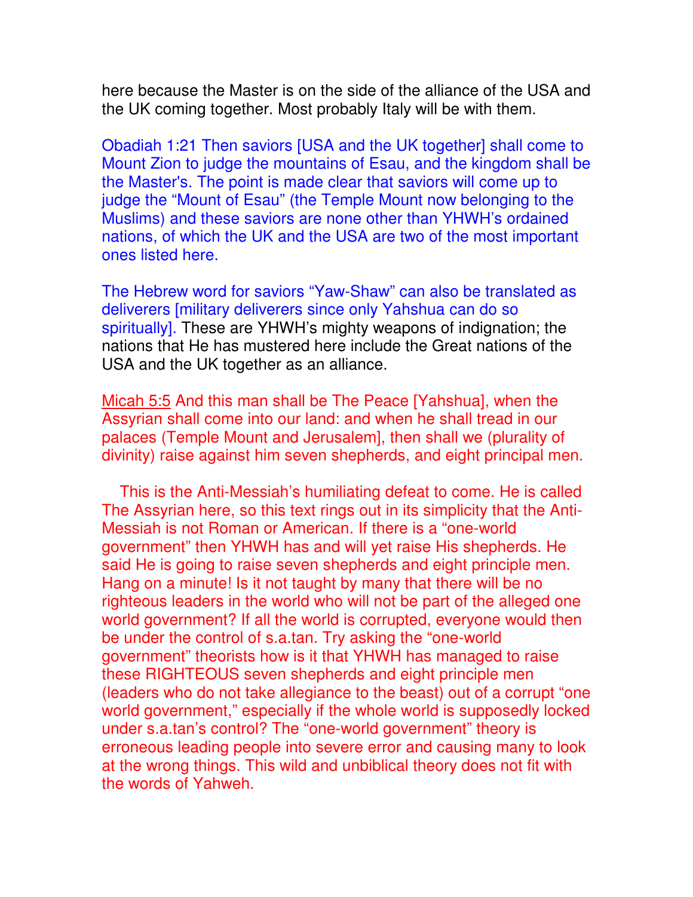here because the Master is on the side of the alliance of the USA and the UK coming together. Most probably Italy will be with them.

Obadiah 1:21 Then saviors [USA and the UK together] shall come to Mount Zion to judge the mountains of Esau, and the kingdom shall be the Master's. The point is made clear that saviors will come up to judge the "Mount of Esau" (the Temple Mount now belonging to the Muslims) and these saviors are none other than YHWH's ordained nations, of which the UK and the USA are two of the most important ones listed here.

The Hebrew word for saviors "Yaw-Shaw" can also be translated as deliverers [military deliverers since only Yahshua can do so spiritually]. These are YHWH's mighty weapons of indignation; the nations that He has mustered here include the Great nations of the USA and the UK together as an alliance.

Micah 5:5 And this man shall be The Peace [Yahshua], when the Assyrian shall come into our land: and when he shall tread in our palaces (Temple Mount and Jerusalem], then shall we (plurality of divinity) raise against him seven shepherds, and eight principal men.

This is the Anti-Messiah's humiliating defeat to come. He is called The Assyrian here, so this text rings out in its simplicity that the Anti-Messiah is not Roman or American. If there is a "one-world government" then YHWH has and will yet raise His shepherds. He said He is going to raise seven shepherds and eight principle men. Hang on a minute! Is it not taught by many that there will be no righteous leaders in the world who will not be part of the alleged one world government? If all the world is corrupted, everyone would then be under the control of s.a.tan. Try asking the "one-world government" theorists how is it that YHWH has managed to raise these RIGHTEOUS seven shepherds and eight principle men (leaders who do not take allegiance to the beast) out of a corrupt "one world government," especially if the whole world is supposedly locked under s.a.tan's control? The "one-world government" theory is erroneous leading people into severe error and causing many to look at the wrong things. This wild and unbiblical theory does not fit with the words of Yahweh.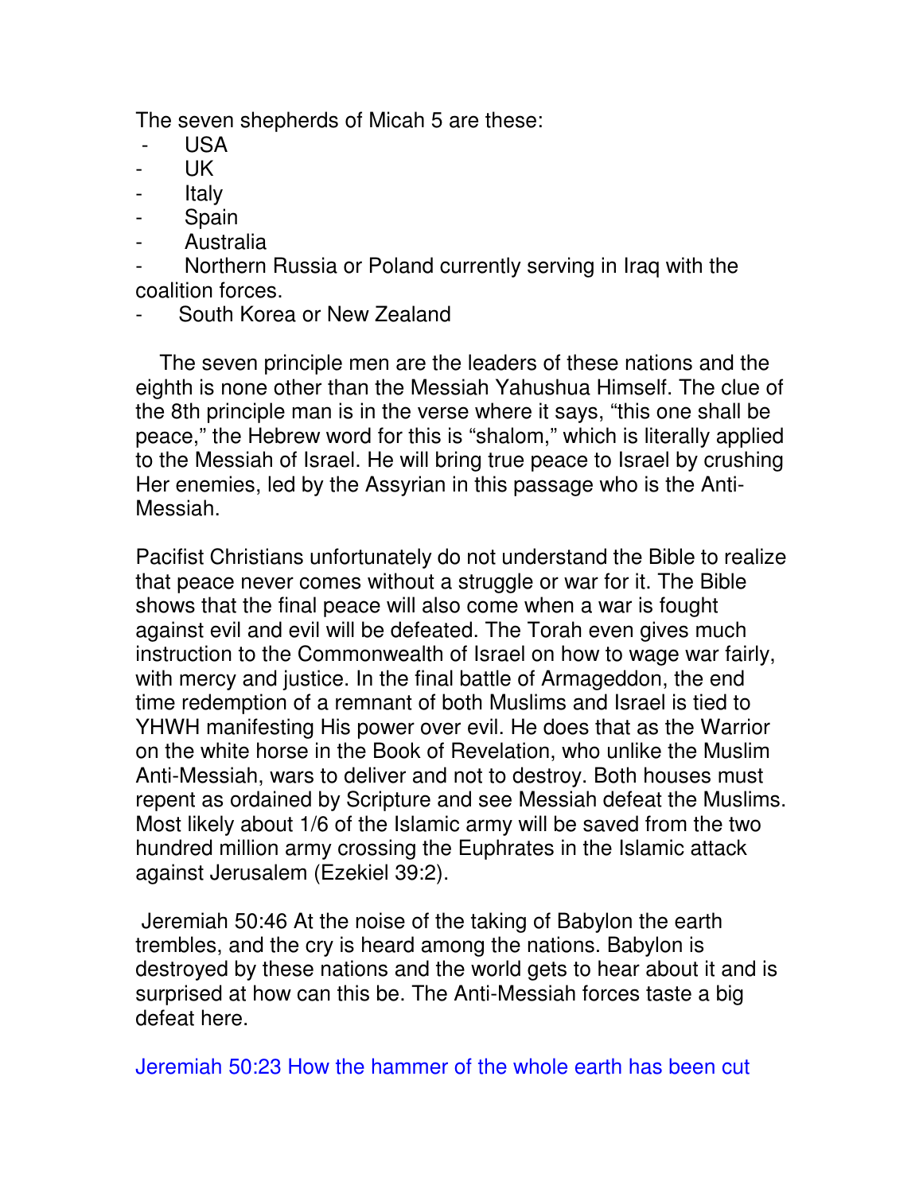The seven shepherds of Micah 5 are these:

- USA
- UK
- Italy
- Spain
- Australia
- Northern Russia or Poland currently serving in Iraq with the coalition forces.
- South Korea or New Zealand

The seven principle men are the leaders of these nations and the eighth is none other than the Messiah Yahushua Himself. The clue of the 8th principle man is in the verse where it says, "this one shall be peace," the Hebrew word for this is "shalom," which is literally applied to the Messiah of Israel. He will bring true peace to Israel by crushing Her enemies, led by the Assyrian in this passage who is the Anti-Messiah.

Pacifist Christians unfortunately do not understand the Bible to realize that peace never comes without a struggle or war for it. The Bible shows that the final peace will also come when a war is fought against evil and evil will be defeated. The Torah even gives much instruction to the Commonwealth of Israel on how to wage war fairly, with mercy and justice. In the final battle of Armageddon, the end time redemption of a remnant of both Muslims and Israel is tied to YHWH manifesting His power over evil. He does that as the Warrior on the white horse in the Book of Revelation, who unlike the Muslim Anti-Messiah, wars to deliver and not to destroy. Both houses must repent as ordained by Scripture and see Messiah defeat the Muslims. Most likely about 1/6 of the Islamic army will be saved from the two hundred million army crossing the Euphrates in the Islamic attack against Jerusalem (Ezekiel 39:2).

Jeremiah 50:46 At the noise of the taking of Babylon the earth trembles, and the cry is heard among the nations. Babylon is destroyed by these nations and the world gets to hear about it and is surprised at how can this be. The Anti-Messiah forces taste a big defeat here.

Jeremiah 50:23 How the hammer of the whole earth has been cut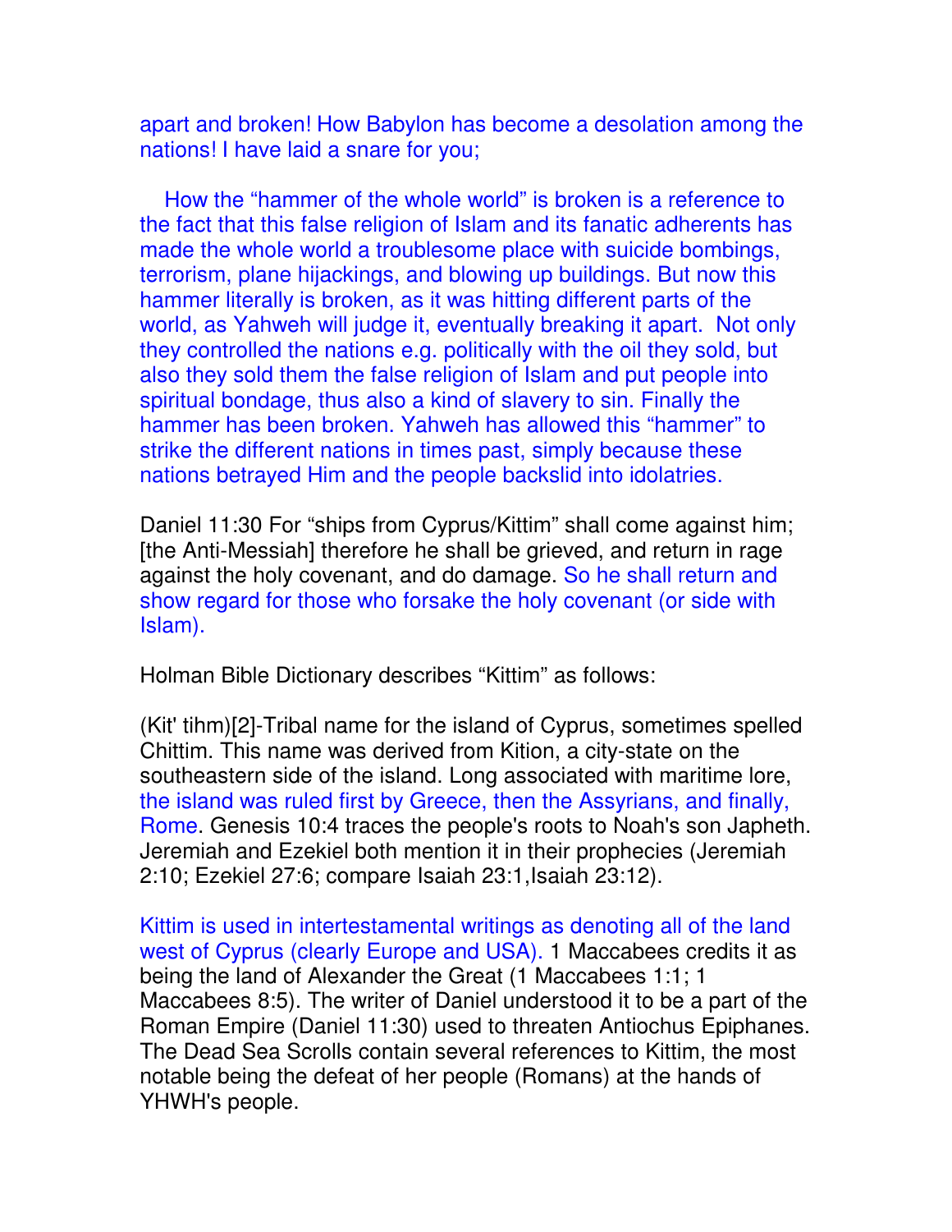apart and broken! How Babylon has become a desolation among the nations! I have laid a snare for you;

How the “hammer of the whole world” is broken is a reference to the fact that this false religion of Islam and its fanatic adherents has made the whole world a troublesome place with suicide bombings, terrorism, plane hijackings, and blowing up buildings. But now this hammer literally is broken, as it was hitting different parts of the world, as Yahweh will judge it, eventually breaking it apart. Not only they controlled the nations e.g. politically with the oil they sold, but also they sold them the false religion of Islam and put people into spiritual bondage, thus also a kind of slavery to sin. Finally the hammer has been broken. Yahweh has allowed this “hammer” to strike the different nations in times past, simply because these nations betrayed Him and the people backslid into idolatries.

Daniel 11:30 For “ships from Cyprus/Kittim” shall come against him; [the Anti-Messiah] therefore he shall be grieved, and return in rage against the holy covenant, and do damage. So he shall return and show regard for those who forsake the holy covenant (or side with Islam).

Holman Bible Dictionary describes “Kittim” as follows:

(Kit' tihm)[2]-Tribal name for the island of Cyprus, sometimes spelled Chittim. This name was derived from Kition, a city-state on the southeastern side of the island. Long associated with maritime lore, the island was ruled first by Greece, then the Assyrians, and finally, Rome. Genesis 10:4 traces the people's roots to Noah's son Japheth. Jeremiah and Ezekiel both mention it in their prophecies (Jeremiah 2:10; Ezekiel 27:6; compare Isaiah 23:1,Isaiah 23:12).

Kittim is used in intertestamental writings as denoting all of the land west of Cyprus (clearly Europe and USA). 1 Maccabees credits it as being the land of Alexander the Great (1 Maccabees 1:1; 1 Maccabees 8:5). The writer of Daniel understood it to be a part of the Roman Empire (Daniel 11:30) used to threaten Antiochus Epiphanes. The Dead Sea Scrolls contain several references to Kittim, the most notable being the defeat of her people (Romans) at the hands of YHWH's people.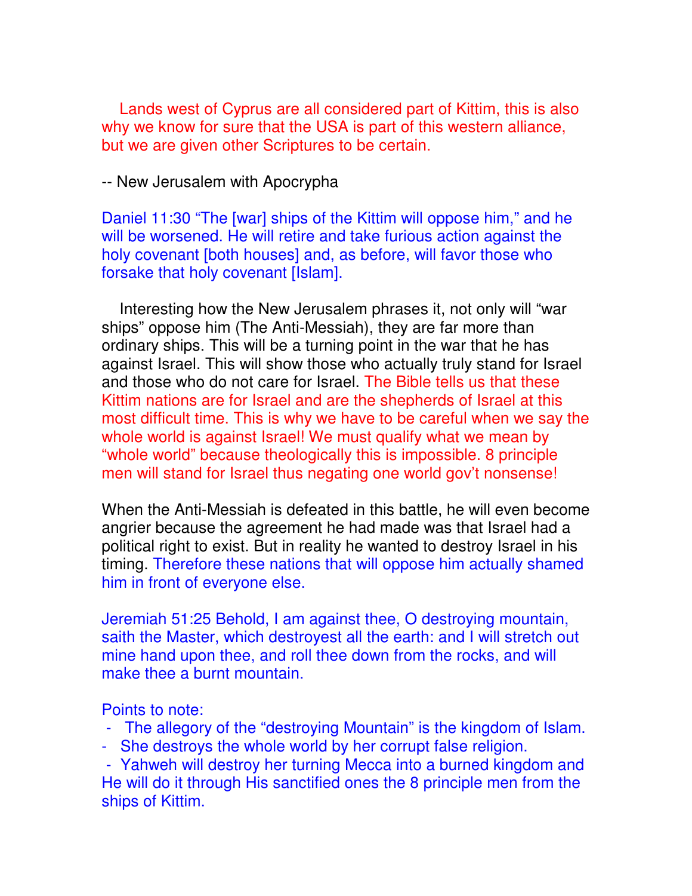Lands west of Cyprus are all considered part of Kittim, this is also why we know for sure that the USA is part of this western alliance, but we are given other Scriptures to be certain.

-- New Jerusalem with Apocrypha

Daniel 11:30 "The [war] ships of the Kittim will oppose him," and he will be worsened. He will retire and take furious action against the holy covenant [both houses] and, as before, will favor those who forsake that holy covenant [Islam].

Interesting how the New Jerusalem phrases it, not only will "war ships" oppose him (The Anti-Messiah), they are far more than ordinary ships. This will be a turning point in the war that he has against Israel. This will show those who actually truly stand for Israel and those who do not care for Israel. The Bible tells us that these Kittim nations are for Israel and are the shepherds of Israel at this most difficult time. This is why we have to be careful when we say the whole world is against Israel! We must qualify what we mean by "whole world" because theologically this is impossible. 8 principle men will stand for Israel thus negating one world gov't nonsense!

When the Anti-Messiah is defeated in this battle, he will even become angrier because the agreement he had made was that Israel had a political right to exist. But in reality he wanted to destroy Israel in his timing. Therefore these nations that will oppose him actually shamed him in front of everyone else.

Jeremiah 51:25 Behold, I am against thee, O destroying mountain, saith the Master, which destroyest all the earth: and I will stretch out mine hand upon thee, and roll thee down from the rocks, and will make thee a burnt mountain.

Points to note:

- The allegory of the "destroying Mountain" is the kingdom of Islam.
- She destroys the whole world by her corrupt false religion.
- Yahweh will destroy her turning Mecca into a burned kingdom and He will do it through His sanctified ones the 8 principle men from the ships of Kittim.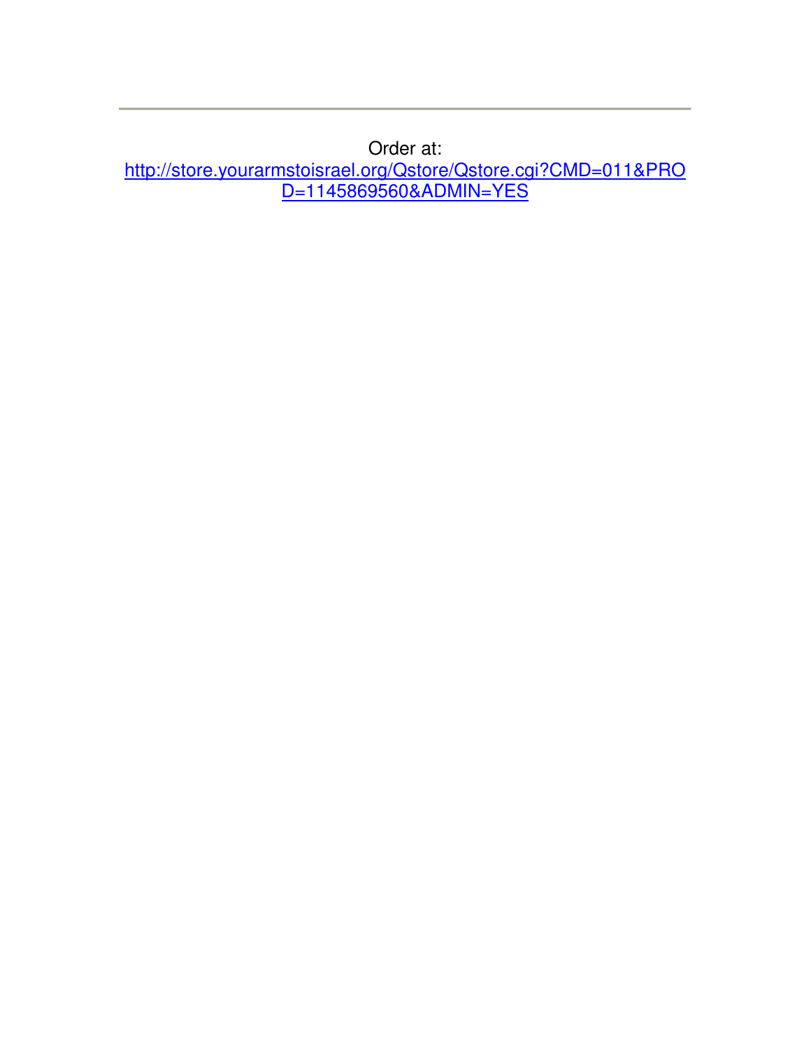---

Order at:
[http://store.yourarmstoisrael.org/Qstore/Qstore.cgi?CMD=011&PROD=1145869560&ADMIN=YES](http://store.yourarmstoisrael.org/Qstore/Qstore.cgi?CMD=011&PROD=1145869560&ADMIN=YES)